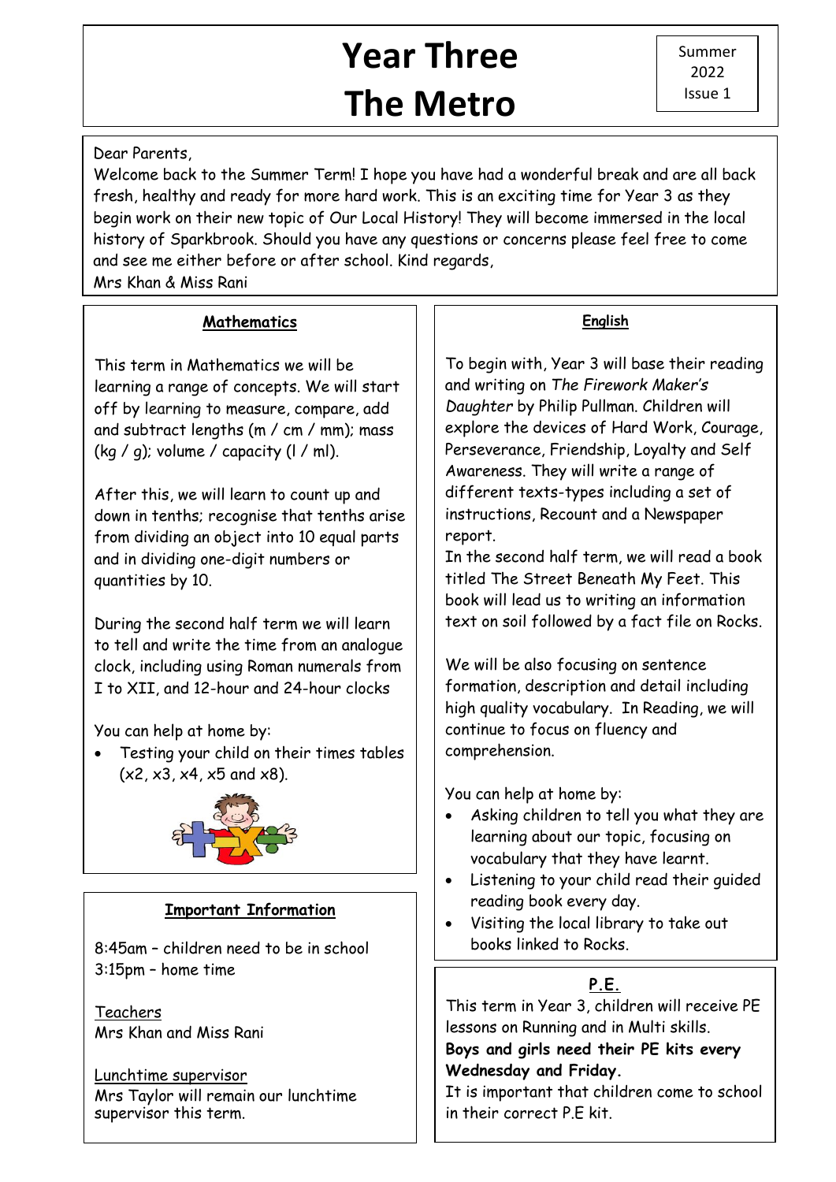# Year Three
# The Metro

Summer 2022 Issue 1

Dear Parents,
Welcome back to the Summer Term! I hope you have had a wonderful break and are all back fresh, healthy and ready for more hard work. This is an exciting time for Year 3 as they begin work on their new topic of Our Local History! They will become immersed in the local history of Sparkbrook. Should you have any questions or concerns please feel free to come and see me either before or after school. Kind regards,
Mrs Khan & Miss Rani

## Mathematics

This term in Mathematics we will be learning a range of concepts. We will start off by learning to measure, compare, add and subtract lengths (m / cm / mm); mass (kg / g); volume / capacity (l / ml).

After this, we will learn to count up and down in tenths; recognise that tenths arise from dividing an object into 10 equal parts and in dividing one-digit numbers or quantities by 10.

During the second half term we will learn to tell and write the time from an analogue clock, including using Roman numerals from I to XII, and 12-hour and 24-hour clocks

You can help at home by:

- Testing your child on their times tables (x2, x3, x4, x5 and x8).

## Important Information

8:45am – children need to be in school
3:15pm – home time

Teachers
Mrs Khan and Miss Rani

Lunchtime supervisor
Mrs Taylor will remain our lunchtime supervisor this term.

## English

To begin with, Year 3 will base their reading and writing on *The Firework Maker's Daughter* by Philip Pullman. Children will explore the devices of Hard Work, Courage, Perseverance, Friendship, Loyalty and Self Awareness. They will write a range of different texts-types including a set of instructions, Recount and a Newspaper report.
In the second half term, we will read a book titled The Street Beneath My Feet. This book will lead us to writing an information text on soil followed by a fact file on Rocks.

We will be also focusing on sentence formation, description and detail including high quality vocabulary. In Reading, we will continue to focus on fluency and comprehension.

You can help at home by:

- Asking children to tell you what they are learning about our topic, focusing on vocabulary that they have learnt.
- Listening to your child read their guided reading book every day.
- Visiting the local library to take out books linked to Rocks.

## P.E.

This term in Year 3, children will receive PE lessons on Running and in Multi skills.
**Boys and girls need their PE kits every Wednesday and Friday.**
It is important that children come to school in their correct P.E kit.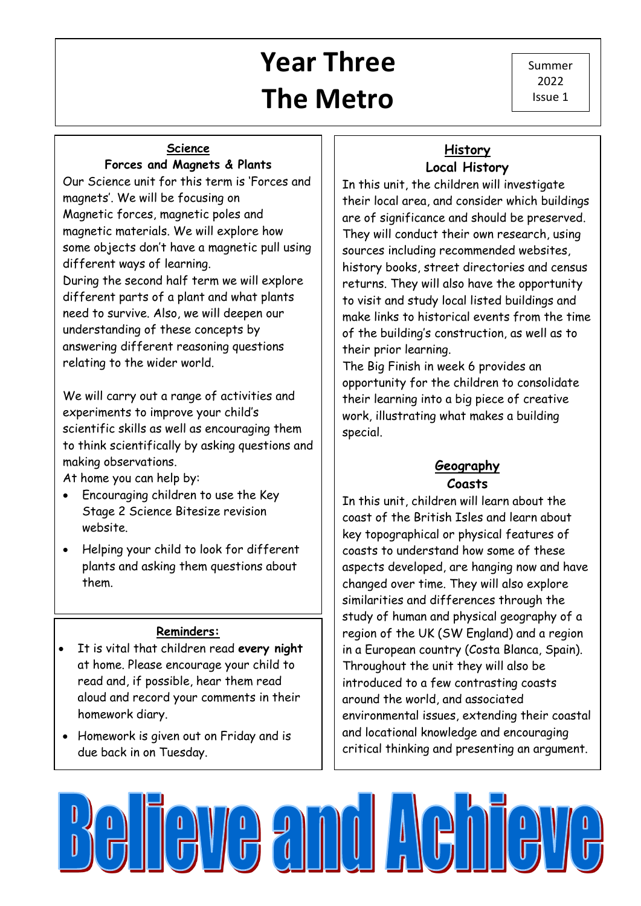# Year Three
# The Metro

Summer
2022
Issue 1

## Science

**Forces and Magnets & Plants**

Our Science unit for this term is 'Forces and magnets'. We will be focusing on Magnetic forces, magnetic poles and magnetic materials. We will explore how some objects don't have a magnetic pull using different ways of learning.
During the second half term we will explore different parts of a plant and what plants need to survive. Also, we will deepen our understanding of these concepts by answering different reasoning questions relating to the wider world.

We will carry out a range of activities and experiments to improve your child's scientific skills as well as encouraging them to think scientifically by asking questions and making observations.
At home you can help by:

- Encouraging children to use the Key Stage 2 Science Bitesize revision website.
- Helping your child to look for different plants and asking them questions about them.

## Reminders:

- It is vital that children read **every night** at home. Please encourage your child to read and, if possible, hear them read aloud and record your comments in their homework diary.
- Homework is given out on Friday and is due back in on Tuesday.

## History

**Local History**

In this unit, the children will investigate their local area, and consider which buildings are of significance and should be preserved. They will conduct their own research, using sources including recommended websites, history books, street directories and census returns. They will also have the opportunity to visit and study local listed buildings and make links to historical events from the time of the building's construction, as well as to their prior learning.
The Big Finish in week 6 provides an opportunity for the children to consolidate their learning into a big piece of creative work, illustrating what makes a building special.

## Geography

**Coasts**

In this unit, children will learn about the coast of the British Isles and learn about key topographical or physical features of coasts to understand how some of these aspects developed, are hanging now and have changed over time. They will also explore similarities and differences through the study of human and physical geography of a region of the UK (SW England) and a region in a European country (Costa Blanca, Spain). Throughout the unit they will also be introduced to a few contrasting coasts around the world, and associated environmental issues, extending their coastal and locational knowledge and encouraging critical thinking and presenting an argument.

# Believe and Achieve